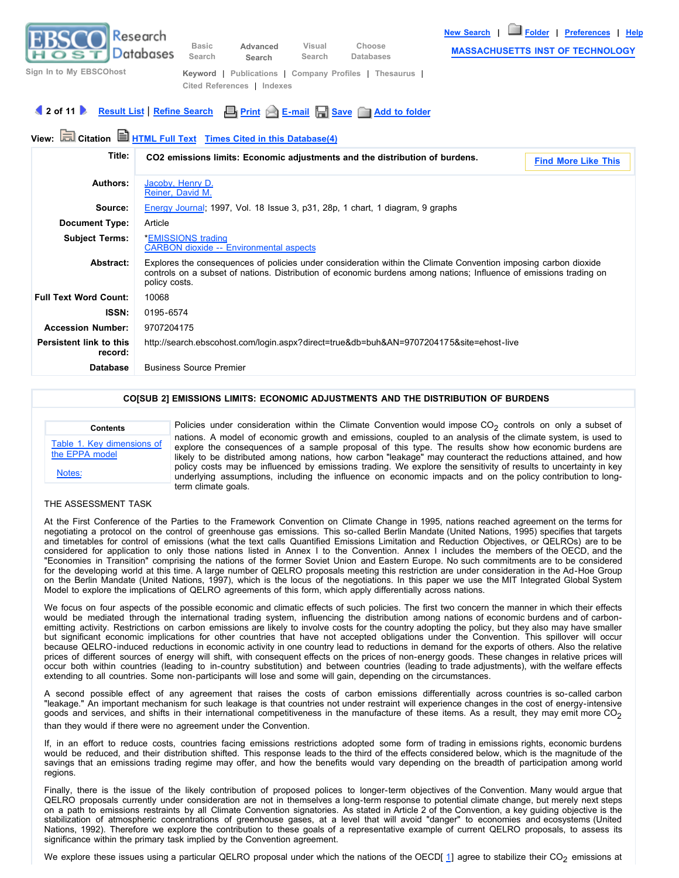Title: CO2 emissions limits: Economic adjustments and the distribution of burdens.

Authors: Jacoby, Henry D.
Reiner, David M.

Source: Energy Journal; 1997, Vol. 18 Issue 3, p31, 28p, 1 chart, 1 diagram, 9 graphs

Document Type: Article

Subject Terms: *EMISSIONS trading
CARBON dioxide -- Environmental aspects

Abstract: Explores the consequences of policies under consideration within the Climate Convention imposing carbon dioxide controls on a subset of nations. Distribution of economic burdens among nations; Influence of emissions trading on policy costs.

Full Text Word Count: 10068

ISSN: 0195-6574

Accession Number: 9707204175

Persistent link to this record: http://search.ebscohost.com/login.aspx?direct=true&db=buh&AN=9707204175&site=ehost-live

Database: Business Source Premier

# CO[SUB 2] EMISSIONS LIMITS: ECONOMIC ADJUSTMENTS AND THE DISTRIBUTION OF BURDENS

**Contents**

- Table 1. Key dimensions of the EPPA model
- Notes:

Policies under consideration within the Climate Convention would impose $CO_2$ controls on only a subset of nations. A model of economic growth and emissions, coupled to an analysis of the climate system, is used to explore the consequences of a sample proposal of this type. The results show how economic burdens are likely to be distributed among nations, how carbon "leakage" may counteract the reductions attained, and how policy costs may be influenced by emissions trading. We explore the sensitivity of results to uncertainty in key underlying assumptions, including the influence on economic impacts and on the policy contribution to long-term climate goals.

## THE ASSESSMENT TASK

At the First Conference of the Parties to the Framework Convention on Climate Change in 1995, nations reached agreement on the terms for negotiating a protocol on the control of greenhouse gas emissions. This so-called Berlin Mandate (United Nations, 1995) specifies that targets and timetables for control of emissions (what the text calls Quantified Emissions Limitation and Reduction Objectives, or QELROs) are to be considered for application to only those nations listed in Annex I to the Convention. Annex I includes the members of the OECD, and the "Economies in Transition" comprising the nations of the former Soviet Union and Eastern Europe. No such commitments are to be considered for the developing world at this time. A large number of QELRO proposals meeting this restriction are under consideration in the Ad-Hoe Group on the Berlin Mandate (United Nations, 1997), which is the locus of the negotiations. In this paper we use the MIT Integrated Global System Model to explore the implications of QELRO agreements of this form, which apply differentially across nations.

We focus on four aspects of the possible economic and climatic effects of such policies. The first two concern the manner in which their effects would be mediated through the international trading system, influencing the distribution among nations of economic burdens and of carbon-emitting activity. Restrictions on carbon emissions are likely to involve costs for the country adopting the policy, but they also may have smaller but significant economic implications for other countries that have not accepted obligations under the Convention. This spillover will occur because QELRO-induced reductions in economic activity in one country lead to reductions in demand for the exports of others. Also the relative prices of different sources of energy will shift, with consequent effects on the prices of non-energy goods. These changes in relative prices will occur both within countries (leading to in-country substitution) and between countries (leading to trade adjustments), with the welfare effects extending to all countries. Some non-participants will lose and some will gain, depending on the circumstances.

A second possible effect of any agreement that raises the costs of carbon emissions differentially across countries is so-called carbon "leakage." An important mechanism for such leakage is that countries not under restraint will experience changes in the cost of energy-intensive goods and services, and shifts in their international competitiveness in the manufacture of these items. As a result, they may emit more $CO_2$ than they would if there were no agreement under the Convention.

If, in an effort to reduce costs, countries facing emissions restrictions adopted some form of trading in emissions rights, economic burdens would be reduced, and their distribution shifted. This response leads to the third of the effects considered below, which is the magnitude of the savings that an emissions trading regime may offer, and how the benefits would vary depending on the breadth of participation among world regions.

Finally, there is the issue of the likely contribution of proposed polices to longer-term objectives of the Convention. Many would argue that QELRO proposals currently under consideration are not in themselves a long-term response to potential climate change, but merely next steps on a path to emissions restraints by all Climate Convention signatories. As stated in Article 2 of the Convention, a key guiding objective is the stabilization of atmospheric concentrations of greenhouse gases, at a level that will avoid "danger" to economies and ecosystems (United Nations, 1992). Therefore we explore the contribution to these goals of a representative example of current QELRO proposals, to assess its significance within the primary task implied by the Convention agreement.

We explore these issues using a particular QELRO proposal under which the nations of the OECD[1] agree to stabilize their $CO_2$ emissions at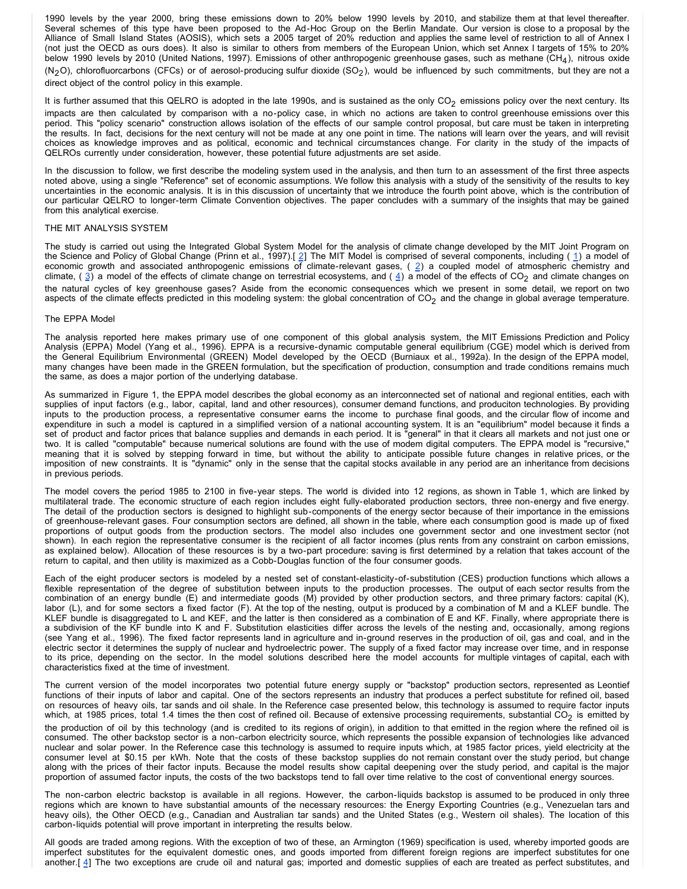1990 levels by the year 2000, bring these emissions down to 20% below 1990 levels by 2010, and stabilize them at that level thereafter. Several schemes of this type have been proposed to the Ad-Hoc Group on the Berlin Mandate. Our version is close to a proposal by the Alliance of Small Island States (AOSIS), which sets a 2005 target of 20% reduction and applies the same level of restriction to all of Annex I (not just the OECD as ours does). It also is similar to others from members of the European Union, which set Annex I targets of 15% to 20% below 1990 levels by 2010 (United Nations, 1997). Emissions of other anthropogenic greenhouse gases, such as methane ($CH_4$), nitrous oxide ($N_2O$), chlorofluorcarbons (CFCs) or of aerosol-producing sulfur dioxide ($SO_2$), would be influenced by such commitments, but they are not a direct object of the control policy in this example.

It is further assumed that this QELRO is adopted in the late 1990s, and is sustained as the only $CO_2$ emissions policy over the next century. Its impacts are then calculated by comparison with a no-policy case, in which no actions are taken to control greenhouse emissions over this period. This "policy scenario" construction allows isolation of the effects of our sample control proposal, but care must be taken in interpreting the results. In fact, decisions for the next century will not be made at any one point in time. The nations will learn over the years, and will revisit choices as knowledge improves and as political, economic and technical circumstances change. For clarity in the study of the impacts of QELROs currently under consideration, however, these potential future adjustments are set aside.

In the discussion to follow, we first describe the modeling system used in the analysis, and then turn to an assessment of the first three aspects noted above, using a single "Reference" set of economic assumptions. We follow this analysis with a study of the sensitivity of the results to key uncertainties in the economic analysis. It is in this discussion of uncertainty that we introduce the fourth point above, which is the contribution of our particular QELRO to longer-term Climate Convention objectives. The paper concludes with a summary of the insights that may be gained from this analytical exercise.

## THE MIT ANALYSIS SYSTEM

The study is carried out using the Integrated Global System Model for the analysis of climate change developed by the MIT Joint Program on the Science and Policy of Global Change (Prinn et al., 1997).[2] The MIT Model is comprised of several components, including (1) a model of economic growth and associated anthropogenic emissions of climate-relevant gases, (2) a coupled model of atmospheric chemistry and climate, (3) a model of the effects of climate change on terrestrial ecosystems, and (4) a model of the effects of $CO_2$ and climate changes on the natural cycles of key greenhouse gases? Aside from the economic consequences which we present in some detail, we report on two aspects of the climate effects predicted in this modeling system: the global concentration of $CO_2$ and the change in global average temperature.

### The EPPA Model

The analysis reported here makes primary use of one component of this global analysis system, the MIT Emissions Prediction and Policy Analysis (EPPA) Model (Yang et al., 1996). EPPA is a recursive-dynamic computable general equilibrium (CGE) model which is derived from the General Equilibrium Environmental (GREEN) Model developed by the OECD (Burniaux et al., 1992a). In the design of the EPPA model, many changes have been made in the GREEN formulation, but the specification of production, consumption and trade conditions remains much the same, as does a major portion of the underlying database.

As summarized in Figure 1, the EPPA model describes the global economy as an interconnected set of national and regional entities, each with supplies of input factors (e.g., labor, capital, land and other resources), consumer demand functions, and produciton technologies. By providing inputs to the production process, a representative consumer earns the income to purchase final goods, and the circular flow of income and expenditure in such a model is captured in a simplified version of a national accounting system. It is an "equilibrium" model because it finds a set of product and factor prices that balance supplies and demands in each period. It is "general" in that it clears all markets and not just one or two. It is called "computable" because numerical solutions are found with the use of modem digital computers. The EPPA model is "recursive," meaning that it is solved by stepping forward in time, but without the ability to anticipate possible future changes in relative prices, or the imposition of new constraints. It is "dynamic" only in the sense that the capital stocks available in any period are an inheritance from decisions in previous periods.

The model covers the period 1985 to 2100 in five-year steps. The world is divided into 12 regions, as shown in Table 1, which are linked by multilateral trade. The economic structure of each region includes eight fully-elaborated production sectors, three non-energy and five energy. The detail of the production sectors is designed to highlight sub-components of the energy sector because of their importance in the emissions of greenhouse-relevant gases. Four consumption sectors are defined, all shown in the table, where each consumption good is made up of fixed proportions of output goods from the production sectors. The model also includes one government sector and one investment sector (not shown). In each region the representative consumer is the recipient of all factor incomes (plus rents from any constraint on carbon emissions, as explained below). Allocation of these resources is by a two-part procedure: saving is first determined by a relation that takes account of the return to capital, and then utility is maximized as a Cobb-Douglas function of the four consumer goods.

Each of the eight producer sectors is modeled by a nested set of constant-elasticity-of-substitution (CES) production functions which allows a flexible representation of the degree of substitution between inputs to the production processes. The output of each sector results from the combination of an energy bundle (E) and intermediate goods (M) provided by other production sectors, and three primary factors: capital (K), labor (L), and for some sectors a fixed factor (F). At the top of the nesting, output is produced by a combination of M and a KLEF bundle. The KLEF bundle is disaggregated to L and KEF, and the latter is then considered as a combination of E and KF. Finally, where appropriate there is a subdivision of the KF bundle into K and F. Substitution elasticities differ across the levels of the nesting and, occasionally, among regions (see Yang et al., 1996). The fixed factor represents land in agriculture and in-ground reserves in the production of oil, gas and coal, and in the electric sector it determines the supply of nuclear and hydroelectric power. The supply of a fixed factor may increase over time, and in response to its price, depending on the sector. In the model solutions described here the model accounts for multiple vintages of capital, each with characteristics fixed at the time of investment.

The current version of the model incorporates two potential future energy supply or "backstop" production sectors, represented as Leontief functions of their inputs of labor and capital. One of the sectors represents an industry that produces a perfect substitute for refined oil, based on resources of heavy oils, tar sands and oil shale. In the Reference case presented below, this technology is assumed to require factor inputs which, at 1985 prices, total 1.4 times the then cost of refined oil. Because of extensive processing requirements, substantial $CO_2$ is emitted by the production of oil by this technology (and is credited to its regions of origin), in addition to that emitted in the region where the refined oil is consumed. The other backstop sector is a non-carbon electricity source, which represents the possible expansion of technologies like advanced nuclear and solar power. In the Reference case this technology is assumed to require inputs which, at 1985 factor prices, yield electricity at the consumer level at $0.15 per kWh. Note that the costs of these backstop supplies do not remain constant over the study period, but change along with the prices of their factor inputs. Because the model results show capital deepening over the study period, and capital is the major proportion of assumed factor inputs, the costs of the two backstops tend to fall over time relative to the cost of conventional energy sources.

The non-carbon electric backstop is available in all regions. However, the carbon-liquids backstop is assumed to be produced in only three regions which are known to have substantial amounts of the necessary resources: the Energy Exporting Countries (e.g., Venezuelan tars and heavy oils), the Other OECD (e.g., Canadian and Australian tar sands) and the United States (e.g., Western oil shales). The location of this carbon-liquids potential will prove important in interpreting the results below.

All goods are traded among regions. With the exception of two of these, an Armington (1969) specification is used, whereby imported goods are imperfect substitutes for the equivalent domestic ones, and goods imported from different foreign regions are imperfect substitutes for one another.[4] The two exceptions are crude oil and natural gas; imported and domestic supplies of each are treated as perfect substitutes, and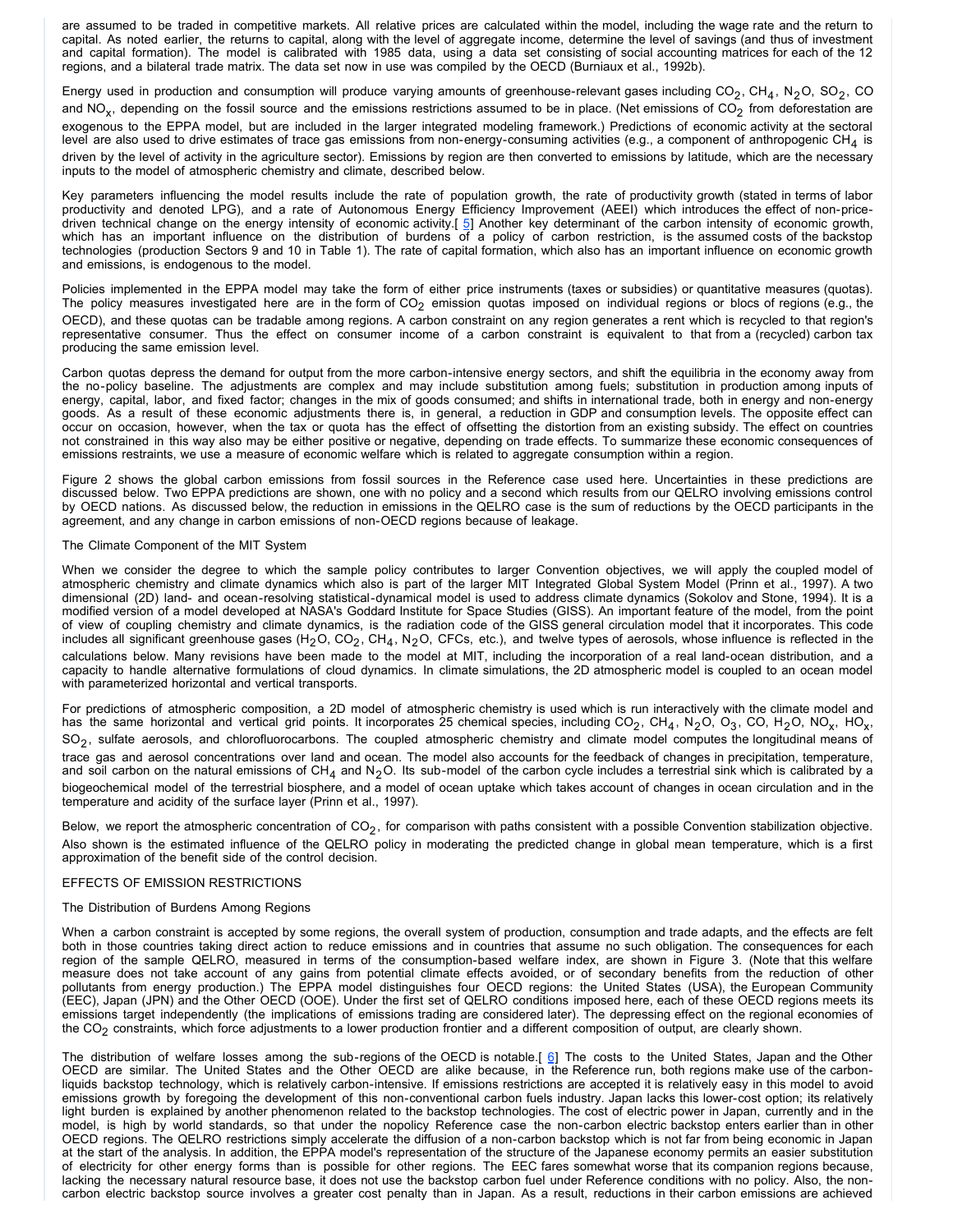are assumed to be traded in competitive markets. All relative prices are calculated within the model, including the wage rate and the return to capital. As noted earlier, the returns to capital, along with the level of aggregate income, determine the level of savings (and thus of investment and capital formation). The model is calibrated with 1985 data, using a data set consisting of social accounting matrices for each of the 12 regions, and a bilateral trade matrix. The data set now in use was compiled by the OECD (Burniaux et al., 1992b).

Energy used in production and consumption will produce varying amounts of greenhouse-relevant gases including $CO_2$, $CH_4$, $N_2O$, $SO_2$, CO and $NO_x$, depending on the fossil source and the emissions restrictions assumed to be in place. (Net emissions of $CO_2$ from deforestation are exogenous to the EPPA model, but are included in the larger integrated modeling framework.) Predictions of economic activity at the sectoral level are also used to drive estimates of trace gas emissions from non-energy-consuming activities (e.g., a component of anthropogenic $CH_4$ is driven by the level of activity in the agriculture sector). Emissions by region are then converted to emissions by latitude, which are the necessary inputs to the model of atmospheric chemistry and climate, described below.

Key parameters influencing the model results include the rate of population growth, the rate of productivity growth (stated in terms of labor productivity and denoted LPG), and a rate of Autonomous Energy Efficiency Improvement (AEEI) which introduces the effect of non-price-driven technical change on the energy intensity of economic activity.[5] Another key determinant of the carbon intensity of economic growth, which has an important influence on the distribution of burdens of a policy of carbon restriction, is the assumed costs of the backstop technologies (production Sectors 9 and 10 in Table 1). The rate of capital formation, which also has an important influence on economic growth and emissions, is endogenous to the model.

Policies implemented in the EPPA model may take the form of either price instruments (taxes or subsidies) or quantitative measures (quotas). The policy measures investigated here are in the form of $CO_2$ emission quotas imposed on individual regions or blocs of regions (e.g., the OECD), and these quotas can be tradable among regions. A carbon constraint on any region generates a rent which is recycled to that region's representative consumer. Thus the effect on consumer income of a carbon constraint is equivalent to that from a (recycled) carbon tax producing the same emission level.

Carbon quotas depress the demand for output from the more carbon-intensive energy sectors, and shift the equilibria in the economy away from the no-policy baseline. The adjustments are complex and may include substitution among fuels; substitution in production among inputs of energy, capital, labor, and fixed factor; changes in the mix of goods consumed; and shifts in international trade, both in energy and non-energy goods. As a result of these economic adjustments there is, in general, a reduction in GDP and consumption levels. The opposite effect can occur on occasion, however, when the tax or quota has the effect of offsetting the distortion from an existing subsidy. The effect on countries not constrained in this way also may be either positive or negative, depending on trade effects. To summarize these economic consequences of emissions restraints, we use a measure of economic welfare which is related to aggregate consumption within a region.

Figure 2 shows the global carbon emissions from fossil sources in the Reference case used here. Uncertainties in these predictions are discussed below. Two EPPA predictions are shown, one with no policy and a second which results from our QELRO involving emissions control by OECD nations. As discussed below, the reduction in emissions in the QELRO case is the sum of reductions by the OECD participants in the agreement, and any change in carbon emissions of non-OECD regions because of leakage.

### The Climate Component of the MIT System

When we consider the degree to which the sample policy contributes to larger Convention objectives, we will apply the coupled model of atmospheric chemistry and climate dynamics which also is part of the larger MIT Integrated Global System Model (Prinn et al., 1997). A two dimensional (2D) land- and ocean-resolving statistical-dynamical model is used to address climate dynamics (Sokolov and Stone, 1994). It is a modified version of a model developed at NASA's Goddard Institute for Space Studies (GISS). An important feature of the model, from the point of view of coupling chemistry and climate dynamics, is the radiation code of the GISS general circulation model that it incorporates. This code includes all significant greenhouse gases ($H_2O$, $CO_2$, $CH_4$, $N_2O$, CFCs, etc.), and twelve types of aerosols, whose influence is reflected in the calculations below. Many revisions have been made to the model at MIT, including the incorporation of a real land-ocean distribution, and a capacity to handle alternative formulations of cloud dynamics. In climate simulations, the 2D atmospheric model is coupled to an ocean model with parameterized horizontal and vertical transports.

For predictions of atmospheric composition, a 2D model of atmospheric chemistry is used which is run interactively with the climate model and has the same horizontal and vertical grid points. It incorporates 25 chemical species, including $CO_2$, $CH_4$, $N_2O$, $O_3$, CO, $H_2O$, $NO_x$, $HO_x$, $SO_2$, sulfate aerosols, and chlorofluorocarbons. The coupled atmospheric chemistry and climate model computes the longitudinal means of trace gas and aerosol concentrations over land and ocean. The model also accounts for the feedback of changes in precipitation, temperature, and soil carbon on the natural emissions of $CH_4$ and $N_2O$. Its sub-model of the carbon cycle includes a terrestrial sink which is calibrated by a biogeochemical model of the terrestrial biosphere, and a model of ocean uptake which takes account of changes in ocean circulation and in the temperature and acidity of the surface layer (Prinn et al., 1997).

Below, we report the atmospheric concentration of $CO_2$, for comparison with paths consistent with a possible Convention stabilization objective. Also shown is the estimated influence of the QELRO policy in moderating the predicted change in global mean temperature, which is a first approximation of the benefit side of the control decision.

## EFFECTS OF EMISSION RESTRICTIONS

### The Distribution of Burdens Among Regions

When a carbon constraint is accepted by some regions, the overall system of production, consumption and trade adapts, and the effects are felt both in those countries taking direct action to reduce emissions and in countries that assume no such obligation. The consequences for each region of the sample QELRO, measured in terms of the consumption-based welfare index, are shown in Figure 3. (Note that this welfare measure does not take account of any gains from potential climate effects avoided, or of secondary benefits from the reduction of other pollutants from energy production.) The EPPA model distinguishes four OECD regions: the United States (USA), the European Community (EEC), Japan (JPN) and the Other OECD (OOE). Under the first set of QELRO conditions imposed here, each of these OECD regions meets its emissions target independently (the implications of emissions trading are considered later). The depressing effect on the regional economies of the $CO_2$ constraints, which force adjustments to a lower production frontier and a different composition of output, are clearly shown.

The distribution of welfare losses among the sub-regions of the OECD is notable.[6] The costs to the United States, Japan and the Other OECD are similar. The United States and the Other OECD are alike because, in the Reference run, both regions make use of the carbon-liquids backstop technology, which is relatively carbon-intensive. If emissions restrictions are accepted it is relatively easy in this model to avoid emissions growth by foregoing the development of this non-conventional carbon fuels industry. Japan lacks this lower-cost option; its relatively light burden is explained by another phenomenon related to the backstop technologies. The cost of electric power in Japan, currently and in the model, is high by world standards, so that under the nopolicy Reference case the non-carbon electric backstop enters earlier than in other OECD regions. The QELRO restrictions simply accelerate the diffusion of a non-carbon backstop which is not far from being economic in Japan at the start of the analysis. In addition, the EPPA model's representation of the structure of the Japanese economy permits an easier substitution of electricity for other energy forms than is possible for other regions. The EEC fares somewhat worse that its companion regions because, lacking the necessary natural resource base, it does not use the backstop carbon fuel under Reference conditions with no policy. Also, the non-carbon electric backstop source involves a greater cost penalty than in Japan. As a result, reductions in their carbon emissions are achieved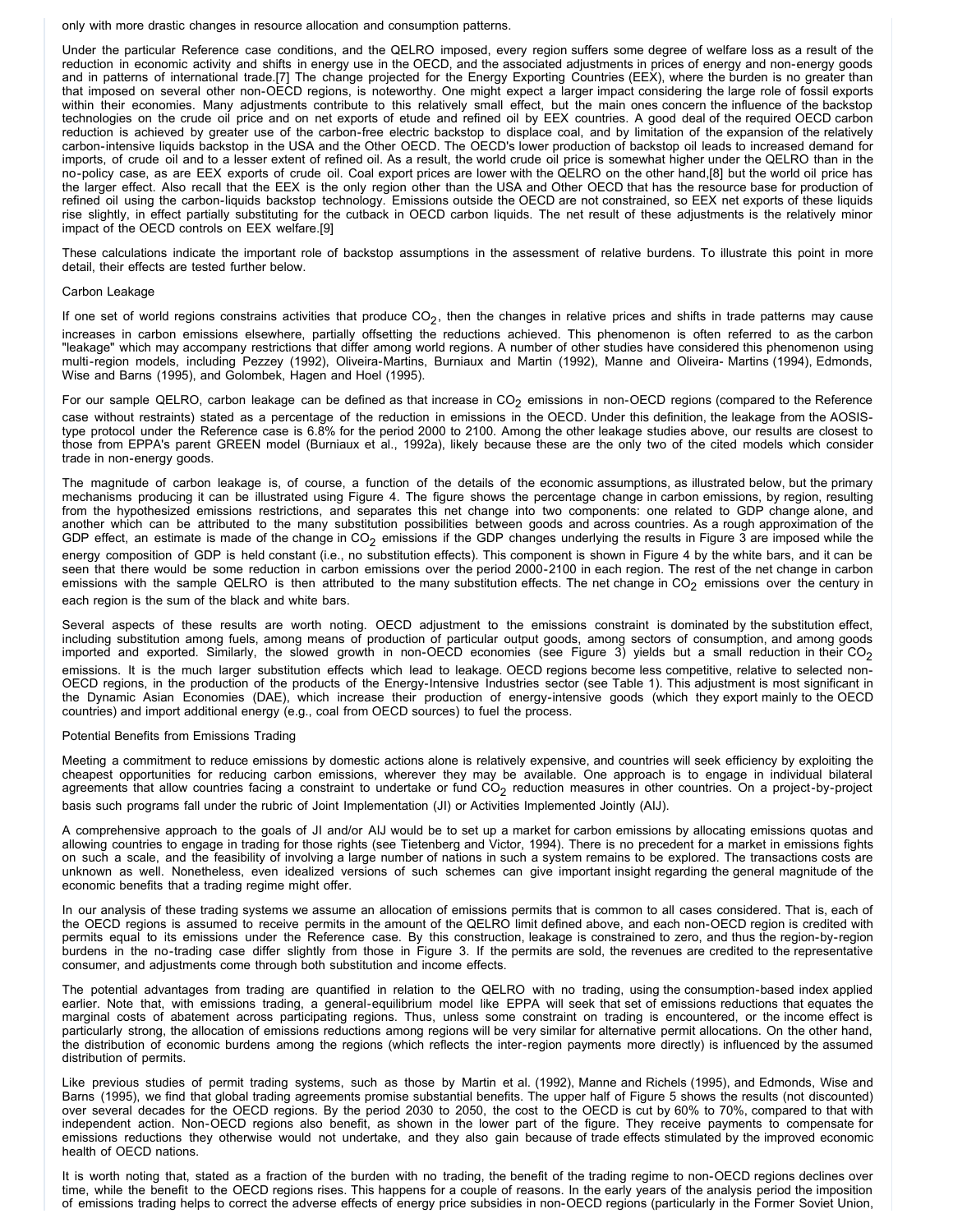only with more drastic changes in resource allocation and consumption patterns.

Under the particular Reference case conditions, and the QELRO imposed, every region suffers some degree of welfare loss as a result of the reduction in economic activity and shifts in energy use in the OECD, and the associated adjustments in prices of energy and non-energy goods and in patterns of international trade.[7] The change projected for the Energy Exporting Countries (EEX), where the burden is no greater than that imposed on several other non-OECD regions, is noteworthy. One might expect a larger impact considering the large role of fossil exports within their economies. Many adjustments contribute to this relatively small effect, but the main ones concern the influence of the backstop technologies on the crude oil price and on net exports of etude and refined oil by EEX countries. A good deal of the required OECD carbon reduction is achieved by greater use of the carbon-free electric backstop to displace coal, and by limitation of the expansion of the relatively carbon-intensive liquids backstop in the USA and the Other OECD. The OECD's lower production of backstop oil leads to increased demand for imports, of crude oil and to a lesser extent of refined oil. As a result, the world crude oil price is somewhat higher under the QELRO than in the no-policy case, as are EEX exports of crude oil. Coal export prices are lower with the QELRO on the other hand,[8] but the world oil price has the larger effect. Also recall that the EEX is the only region other than the USA and Other OECD that has the resource base for production of refined oil using the carbon-liquids backstop technology. Emissions outside the OECD are not constrained, so EEX net exports of these liquids rise slightly, in effect partially substituting for the cutback in OECD carbon liquids. The net result of these adjustments is the relatively minor impact of the OECD controls on EEX welfare.[9]

These calculations indicate the important role of backstop assumptions in the assessment of relative burdens. To illustrate this point in more detail, their effects are tested further below.

## Carbon Leakage

If one set of world regions constrains activities that produce $CO_2$, then the changes in relative prices and shifts in trade patterns may cause increases in carbon emissions elsewhere, partially offsetting the reductions achieved. This phenomenon is often referred to as the carbon "leakage" which may accompany restrictions that differ among world regions. A number of other studies have considered this phenomenon using multi-region models, including Pezzey (1992), Oliveira-Martins, Burniaux and Martin (1992), Manne and Oliveira- Martins (1994), Edmonds, Wise and Barns (1995), and Golombek, Hagen and Hoel (1995).

For our sample QELRO, carbon leakage can be defined as that increase in $CO_2$ emissions in non-OECD regions (compared to the Reference case without restraints) stated as a percentage of the reduction in emissions in the OECD. Under this definition, the leakage from the AOSIS-type protocol under the Reference case is 6.8% for the period 2000 to 2100. Among the other leakage studies above, our results are closest to those from EPPA's parent GREEN model (Burniaux et al., 1992a), likely because these are the only two of the cited models which consider trade in non-energy goods.

The magnitude of carbon leakage is, of course, a function of the details of the economic assumptions, as illustrated below, but the primary mechanisms producing it can be illustrated using Figure 4. The figure shows the percentage change in carbon emissions, by region, resulting from the hypothesized emissions restrictions, and separates this net change into two components: one related to GDP change alone, and another which can be attributed to the many substitution possibilities between goods and across countries. As a rough approximation of the GDP effect, an estimate is made of the change in $CO_2$ emissions if the GDP changes underlying the results in Figure 3 are imposed while the energy composition of GDP is held constant (i.e., no substitution effects). This component is shown in Figure 4 by the white bars, and it can be seen that there would be some reduction in carbon emissions over the period 2000-2100 in each region. The rest of the net change in carbon emissions with the sample QELRO is then attributed to the many substitution effects. The net change in $CO_2$ emissions over the century in each region is the sum of the black and white bars.

Several aspects of these results are worth noting. OECD adjustment to the emissions constraint is dominated by the substitution effect, including substitution among fuels, among means of production of particular output goods, among sectors of consumption, and among goods imported and exported. Similarly, the slowed growth in non-OECD economies (see Figure 3) yields but a small reduction in their $CO_2$ emissions. It is the much larger substitution effects which lead to leakage. OECD regions become less competitive, relative to selected non-OECD regions, in the production of the products of the Energy-Intensive Industries sector (see Table 1). This adjustment is most significant in the Dynamic Asian Economies (DAE), which increase their production of energy-intensive goods (which they export mainly to the OECD countries) and import additional energy (e.g., coal from OECD sources) to fuel the process.

## Potential Benefits from Emissions Trading

Meeting a commitment to reduce emissions by domestic actions alone is relatively expensive, and countries will seek efficiency by exploiting the cheapest opportunities for reducing carbon emissions, wherever they may be available. One approach is to engage in individual bilateral agreements that allow countries facing a constraint to undertake or fund $CO_2$ reduction measures in other countries. On a project-by-project basis such programs fall under the rubric of Joint Implementation (JI) or Activities Implemented Jointly (AIJ).

A comprehensive approach to the goals of JI and/or AIJ would be to set up a market for carbon emissions by allocating emissions quotas and allowing countries to engage in trading for those rights (see Tietenberg and Victor, 1994). There is no precedent for a market in emissions fights on such a scale, and the feasibility of involving a large number of nations in such a system remains to be explored. The transactions costs are unknown as well. Nonetheless, even idealized versions of such schemes can give important insight regarding the general magnitude of the economic benefits that a trading regime might offer.

In our analysis of these trading systems we assume an allocation of emissions permits that is common to all cases considered. That is, each of the OECD regions is assumed to receive permits in the amount of the QELRO limit defined above, and each non-OECD region is credited with permits equal to its emissions under the Reference case. By this construction, leakage is constrained to zero, and thus the region-by-region burdens in the no-trading case differ slightly from those in Figure 3. If the permits are sold, the revenues are credited to the representative consumer, and adjustments come through both substitution and income effects.

The potential advantages from trading are quantified in relation to the QELRO with no trading, using the consumption-based index applied earlier. Note that, with emissions trading, a general-equilibrium model like EPPA will seek that set of emissions reductions that equates the marginal costs of abatement across participating regions. Thus, unless some constraint on trading is encountered, or the income effect is particularly strong, the allocation of emissions reductions among regions will be very similar for alternative permit allocations. On the other hand, the distribution of economic burdens among the regions (which reflects the inter-region payments more directly) is influenced by the assumed distribution of permits.

Like previous studies of permit trading systems, such as those by Martin et al. (1992), Manne and Richels (1995), and Edmonds, Wise and Barns (1995), we find that global trading agreements promise substantial benefits. The upper half of Figure 5 shows the results (not discounted) over several decades for the OECD regions. By the period 2030 to 2050, the cost to the OECD is cut by 60% to 70%, compared to that with independent action. Non-OECD regions also benefit, as shown in the lower part of the figure. They receive payments to compensate for emissions reductions they otherwise would not undertake, and they also gain because of trade effects stimulated by the improved economic health of OECD nations.

It is worth noting that, stated as a fraction of the burden with no trading, the benefit of the trading regime to non-OECD regions declines over time, while the benefit to the OECD regions rises. This happens for a couple of reasons. In the early years of the analysis period the imposition of emissions trading helps to correct the adverse effects of energy price subsidies in non-OECD regions (particularly in the Former Soviet Union,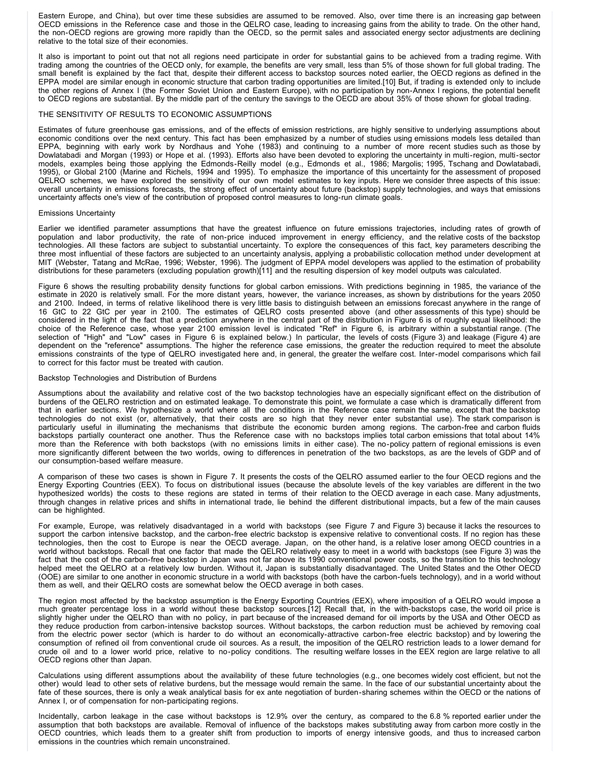Eastern Europe, and China), but over time these subsidies are assumed to be removed. Also, over time there is an increasing gap between OECD emissions in the Reference case and those in the QELRO case, leading to increasing gains from the ability to trade. On the other hand, the non-OECD regions are growing more rapidly than the OECD, so the permit sales and associated energy sector adjustments are declining relative to the total size of their economies.

It also is important to point out that not all regions need participate in order for substantial gains to be achieved from a trading regime. With trading among the countries of the OECD only, for example, the benefits are very small, less than 5% of those shown for full global trading. The small benefit is explained by the fact that, despite their different access to backstop sources noted earlier, the OECD regions as defined in the EPPA model are similar enough in economic structure that carbon trading opportunities are limited.[10] But, if trading is extended only to include the other regions of Annex I (the Former Soviet Union and Eastern Europe), with no participation by non-Annex I regions, the potential benefit to OECD regions are substantial. By the middle part of the century the savings to the OECD are about 35% of those shown for global trading.

## THE SENSITIVITY OF RESULTS TO ECONOMIC ASSUMPTIONS

Estimates of future greenhouse gas emissions, and of the effects of emission restrictions, are highly sensitive to underlying assumptions about economic conditions over the next century. This fact has been emphasized by a number of studies using emissions models less detailed than EPPA, beginning with early work by Nordhaus and Yohe (1983) and continuing to a number of more recent studies such as those by Dowlatabadi and Morgan (1993) or Hope et al. (1993). Efforts also have been devoted to exploring the uncertainty in multi-region, multi-sector models, examples being those applying the Edmonds-Reilly model (e.g., Edmonds et al., 1986; Margolis; 1995, Tschang and Dowlatabadi, 1995), or Global 2100 (Marine and Richels, 1994 and 1995). To emphasize the importance of this uncertainty for the assessment of proposed QELRO schemes, we have explored the sensitivity of our own model estimates to key inputs. Here we consider three aspects of this issue: overall uncertainty in emissions forecasts, the strong effect of uncertainty about future (backstop) supply technologies, and ways that emissions uncertainty affects one's view of the contribution of proposed control measures to long-run climate goals.

### Emissions Uncertainty

Earlier we identified parameter assumptions that have the greatest influence on future emissions trajectories, including rates of growth of population and labor productivity, the rate of non-price induced improvement in energy efficiency, and the relative costs of the backstop technologies. All these factors are subject to substantial uncertainty. To explore the consequences of this fact, key parameters describing the three most influential of these factors are subjected to an uncertainty analysis, applying a probabilistic collocation method under development at MIT (Webster, Tatang and McRae, 1996; Webster, 1996). The judgment of EPPA model developers was applied to the estimation of probability distributions for these parameters (excluding population growth)[11] and the resulting dispersion of key model outputs was calculated.

Figure 6 shows the resulting probability density functions for global carbon emissions. With predictions beginning in 1985, the variance of the estimate in 2020 is relatively small. For the more distant years, however, the variance increases, as shown by distributions for the years 2050 and 2100. Indeed, in terms of relative likelihood there is very little basis to distinguish between an emissions forecast anywhere in the range of 16 GtC to 22 GtC per year in 2100. The estimates of QELRO costs presented above (and other assessments of this type) should be considered in the light of the fact that a prediction anywhere in the central part of the distribution in Figure 6 is of roughly equal likelihood: the choice of the Reference case, whose year 2100 emission level is indicated "Ref" in Figure 6, is arbitrary within a substantial range. (The selection of "High" and "Low" cases in Figure 6 is explained below.) In particular, the levels of costs (Figure 3) and leakage (Figure 4) are dependent on the "reference" assumptions. The higher the reference case emissions, the greater the reduction required to meet the absolute emissions constraints of the type of QELRO investigated here and, in general, the greater the welfare cost. Inter-model comparisons which fail to correct for this factor must be treated with caution.

### Backstop Technologies and Distribution of Burdens

Assumptions about the availability and relative cost of the two backstop technologies have an especially significant effect on the distribution of burdens of the QELRO restriction and on estimated leakage. To demonstrate this point, we formulate a case which is dramatically different from that in earlier sections. We hypothesize a world where all the conditions in the Reference case remain the same, except that the backstop technologies do not exist (or, alternatively, that their costs are so high that they never enter substantial use). The stark comparison is particularly useful in illuminating the mechanisms that distribute the economic burden among regions. The carbon-free and carbon fluids backstops partially counteract one another. Thus the Reference case with no backstops implies total carbon emissions that total about 14% more than the Reference with both backstops (with no emissions limits in either case). The no-policy pattern of regional emissions is even more significantly different between the two worlds, owing to differences in penetration of the two backstops, as are the levels of GDP and of our consumption-based welfare measure.

A comparison of these two cases is shown in Figure 7. It presents the costs of the QELRO assumed earlier to the four OECD regions and the Energy Exporting Countries (EEX). To focus on distributional issues (because the absolute levels of the key variables are different in the two hypothesized worlds) the costs to these regions are stated in terms of their relation to the OECD average in each case. Many adjustments, through changes in relative prices and shifts in international trade, lie behind the different distributional impacts, but a few of the main causes can be highlighted.

For example, Europe, was relatively disadvantaged in a world with backstops (see Figure 7 and Figure 3) because it lacks the resources to support the carbon intensive backstop, and the carbon-free electric backstop is expensive relative to conventional costs. If no region has these technologies, then the cost to Europe is near the OECD average. Japan, on the other hand, is a relative loser among OECD countries in a world without backstops. Recall that one factor that made the QELRO relatively easy to meet in a world with backstops (see Figure 3) was the fact that the cost of the carbon-free backstop in Japan was not far above its 1990 conventional power costs, so the transition to this technology helped meet the QELRO at a relatively low burden. Without it, Japan is substantially disadvantaged. The United States and the Other OECD (OOE) are similar to one another in economic structure in a world with backstops (both have the carbon-fuels technology), and in a world without them as well, and their QELRO costs are somewhat below the OECD average in both cases.

The region most affected by the backstop assumption is the Energy Exporting Countries (EEX), where imposition of a QELRO would impose a much greater percentage loss in a world without these backstop sources.[12] Recall that, in the with-backstops case, the world oil price is slightly higher under the QELRO than with no policy, in part because of the increased demand for oil imports by the USA and Other OECD as they reduce production from carbon-intensive backstop sources. Without backstops, the carbon reduction must be achieved by removing coal from the electric power sector (which is harder to do without an economically-attractive carbon-free electric backstop) and by lowering the consumption of refined oil from conventional crude oil sources. As a result, the imposition of the QELRO restriction leads to a lower demand for crude oil and to a lower world price, relative to no-policy conditions. The resulting welfare losses in the EEX region are large relative to all OECD regions other than Japan.

Calculations using different assumptions about the availability of these future technologies (e.g., one becomes widely cost efficient, but not the other) would lead to other sets of relative burdens, but the message would remain the same. In the face of our substantial uncertainty about the fate of these sources, there is only a weak analytical basis for ex ante negotiation of burden-sharing schemes within the OECD or the nations of Annex I, or of compensation for non-participating regions.

Incidentally, carbon leakage in the case without backstops is 12.9% over the century, as compared to the 6.8 % reported earlier under the assumption that both backstops are available. Removal of influence of the backstops makes substituting away from carbon more costly in the OECD countries, which leads them to a greater shift from production to imports of energy intensive goods, and thus to increased carbon emissions in the countries which remain unconstrained.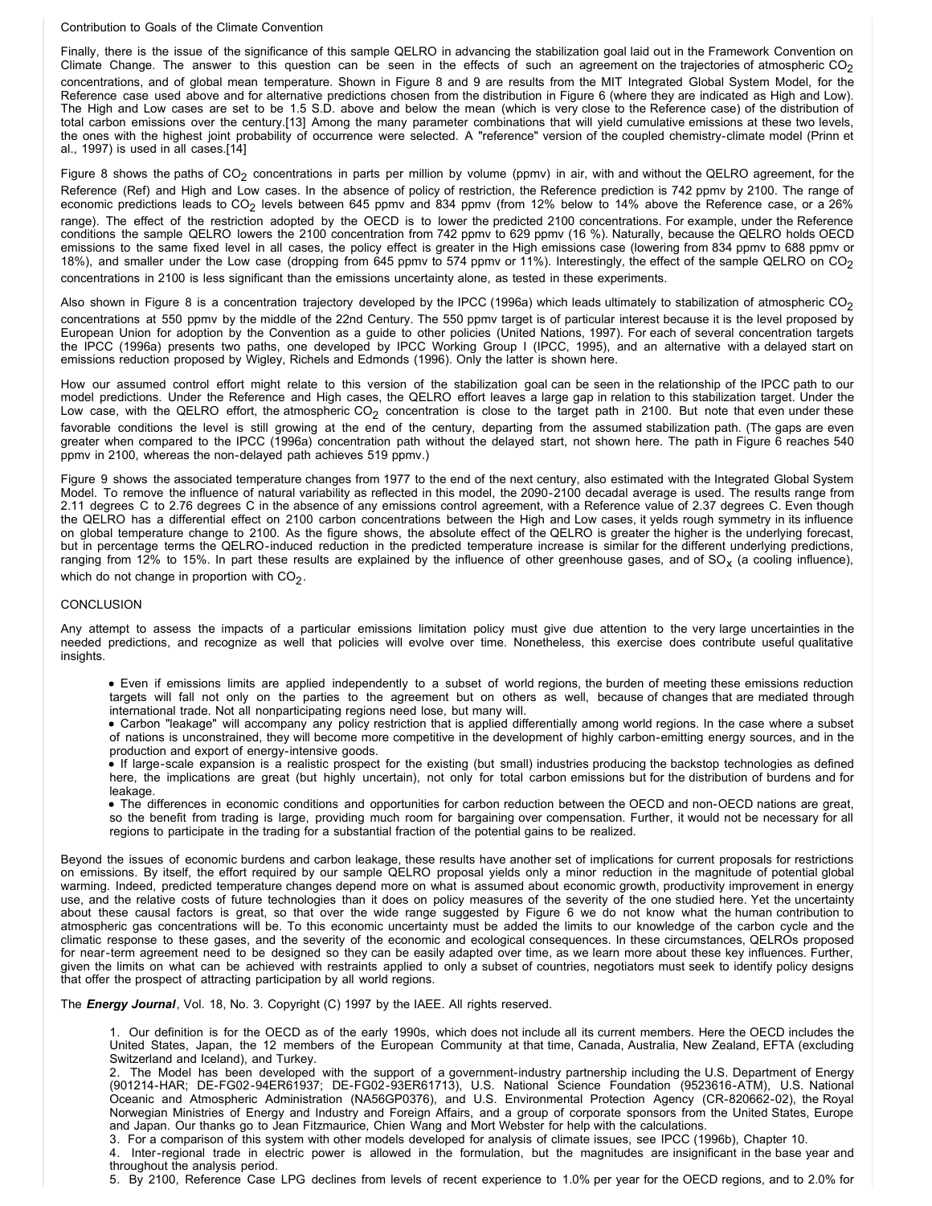Contribution to Goals of the Climate Convention

Finally, there is the issue of the significance of this sample QELRO in advancing the stabilization goal laid out in the Framework Convention on Climate Change. The answer to this question can be seen in the effects of such an agreement on the trajectories of atmospheric $CO_2$ concentrations, and of global mean temperature. Shown in Figure 8 and 9 are results from the MIT Integrated Global System Model, for the Reference case used above and for alternative predictions chosen from the distribution in Figure 6 (where they are indicated as High and Low). The High and Low cases are set to be 1.5 S.D. above and below the mean (which is very close to the Reference case) of the distribution of total carbon emissions over the century.[13] Among the many parameter combinations that will yield cumulative emissions at these two levels, the ones with the highest joint probability of occurrence were selected. A "reference" version of the coupled chemistry-climate model (Prinn et al., 1997) is used in all cases.[14]

Figure 8 shows the paths of $CO_2$ concentrations in parts per million by volume (ppmv) in air, with and without the QELRO agreement, for the Reference (Ref) and High and Low cases. In the absence of policy of restriction, the Reference prediction is 742 ppmv by 2100. The range of economic predictions leads to $CO_2$ levels between 645 ppmv and 834 ppmv (from 12% below to 14% above the Reference case, or a 26% range). The effect of the restriction adopted by the OECD is to lower the predicted 2100 concentrations. For example, under the Reference conditions the sample QELRO lowers the 2100 concentration from 742 ppmv to 629 ppmv (16 %). Naturally, because the QELRO holds OECD emissions to the same fixed level in all cases, the policy effect is greater in the High emissions case (lowering from 834 ppmv to 688 ppmv or 18%), and smaller under the Low case (dropping from 645 ppmv to 574 ppmv or 11%). Interestingly, the effect of the sample QELRO on $CO_2$ concentrations in 2100 is less significant than the emissions uncertainty alone, as tested in these experiments.

Also shown in Figure 8 is a concentration trajectory developed by the IPCC (1996a) which leads ultimately to stabilization of atmospheric $CO_2$ concentrations at 550 ppmv by the middle of the 22nd Century. The 550 ppmv target is of particular interest because it is the level proposed by European Union for adoption by the Convention as a guide to other policies (United Nations, 1997). For each of several concentration targets the IPCC (1996a) presents two paths, one developed by IPCC Working Group I (IPCC, 1995), and an alternative with a delayed start on emissions reduction proposed by Wigley, Richels and Edmonds (1996). Only the latter is shown here.

How our assumed control effort might relate to this version of the stabilization goal can be seen in the relationship of the IPCC path to our model predictions. Under the Reference and High cases, the QELRO effort leaves a large gap in relation to this stabilization target. Under the Low case, with the QELRO effort, the atmospheric $CO_2$ concentration is close to the target path in 2100. But note that even under these favorable conditions the level is still growing at the end of the century, departing from the assumed stabilization path. (The gaps are even greater when compared to the IPCC (1996a) concentration path without the delayed start, not shown here. The path in Figure 6 reaches 540 ppmv in 2100, whereas the non-delayed path achieves 519 ppmv.)

Figure 9 shows the associated temperature changes from 1977 to the end of the next century, also estimated with the Integrated Global System Model. To remove the influence of natural variability as reflected in this model, the 2090-2100 decadal average is used. The results range from 2.11 degrees C to 2.76 degrees C in the absence of any emissions control agreement, with a Reference value of 2.37 degrees C. Even though the QELRO has a differential effect on 2100 carbon concentrations between the High and Low cases, it yelds rough symmetry in its influence on global temperature change to 2100. As the figure shows, the absolute effect of the QELRO is greater the higher is the underlying forecast, but in percentage terms the QELRO-induced reduction in the predicted temperature increase is similar for the different underlying predictions, ranging from 12% to 15%. In part these results are explained by the influence of other greenhouse gases, and of $SO_x$ (a cooling influence), which do not change in proportion with $CO_2$.

## CONCLUSION

Any attempt to assess the impacts of a particular emissions limitation policy must give due attention to the very large uncertainties in the needed predictions, and recognize as well that policies will evolve over time. Nonetheless, this exercise does contribute useful qualitative insights.

- Even if emissions limits are applied independently to a subset of world regions, the burden of meeting these emissions reduction targets will fall not only on the parties to the agreement but on others as well, because of changes that are mediated through international trade. Not all nonparticipating regions need lose, but many will.
- Carbon "leakage" will accompany any policy restriction that is applied differentially among world regions. In the case where a subset of nations is unconstrained, they will become more competitive in the development of highly carbon-emitting energy sources, and in the production and export of energy-intensive goods.
- If large-scale expansion is a realistic prospect for the existing (but small) industries producing the backstop technologies as defined here, the implications are great (but highly uncertain), not only for total carbon emissions but for the distribution of burdens and for leakage.
- The differences in economic conditions and opportunities for carbon reduction between the OECD and non-OECD nations are great, so the benefit from trading is large, providing much room for bargaining over compensation. Further, it would not be necessary for all regions to participate in the trading for a substantial fraction of the potential gains to be realized.

Beyond the issues of economic burdens and carbon leakage, these results have another set of implications for current proposals for restrictions on emissions. By itself, the effort required by our sample QELRO proposal yields only a minor reduction in the magnitude of potential global warming. Indeed, predicted temperature changes depend more on what is assumed about economic growth, productivity improvement in energy use, and the relative costs of future technologies than it does on policy measures of the severity of the one studied here. Yet the uncertainty about these causal factors is great, so that over the wide range suggested by Figure 6 we do not know what the human contribution to atmospheric gas concentrations will be. To this economic uncertainty must be added the limits to our knowledge of the carbon cycle and the climatic response to these gases, and the severity of the economic and ecological consequences. In these circumstances, QELROs proposed for near-term agreement need to be designed so they can be easily adapted over time, as we learn more about these key influences. Further, given the limits on what can be achieved with restraints applied to only a subset of countries, negotiators must seek to identify policy designs that offer the prospect of attracting participation by all world regions.

The ***Energy Journal***, Vol. 18, No. 3. Copyright (C) 1997 by the IAEE. All rights reserved.

1. Our definition is for the OECD as of the early 1990s, which does not include all its current members. Here the OECD includes the United States, Japan, the 12 members of the European Community at that time, Canada, Australia, New Zealand, EFTA (excluding Switzerland and Iceland), and Turkey.
2. The Model has been developed with the support of a government-industry partnership including the U.S. Department of Energy (901214-HAR; DE-FG02-94ER61937; DE-FG02-93ER61713), U.S. National Science Foundation (9523616-ATM), U.S. National Oceanic and Atmospheric Administration (NA56GP0376), and U.S. Environmental Protection Agency (CR-820662-02), the Royal Norwegian Ministries of Energy and Industry and Foreign Affairs, and a group of corporate sponsors from the United States, Europe and Japan. Our thanks go to Jean Fitzmaurice, Chien Wang and Mort Webster for help with the calculations.
3. For a comparison of this system with other models developed for analysis of climate issues, see IPCC (1996b), Chapter 10.
4. Inter-regional trade in electric power is allowed in the formulation, but the magnitudes are insignificant in the base year and throughout the analysis period.
5. By 2100, Reference Case LPG declines from levels of recent experience to 1.0% per year for the OECD regions, and to 2.0% for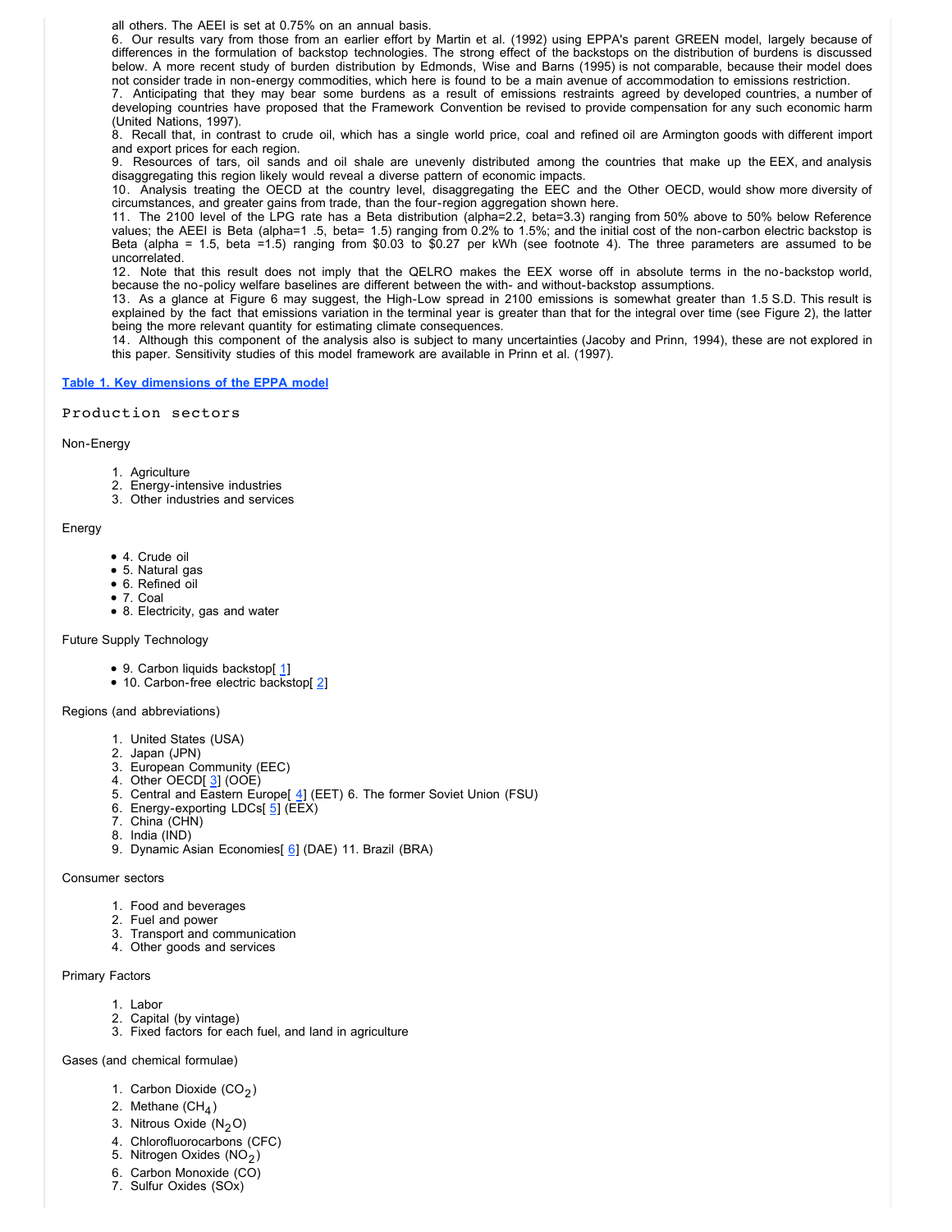all others. The AEEI is set at 0.75% on an annual basis.

6. Our results vary from those from an earlier effort by Martin et al. (1992) using EPPA's parent GREEN model, largely because of differences in the formulation of backstop technologies. The strong effect of the backstops on the distribution of burdens is discussed below. A more recent study of burden distribution by Edmonds, Wise and Barns (1995) is not comparable, because their model does not consider trade in non-energy commodities, which here is found to be a main avenue of accommodation to emissions restriction.

7. Anticipating that they may bear some burdens as a result of emissions restraints agreed by developed countries, a number of developing countries have proposed that the Framework Convention be revised to provide compensation for any such economic harm (United Nations, 1997).

8. Recall that, in contrast to crude oil, which has a single world price, coal and refined oil are Armington goods with different import and export prices for each region.

9. Resources of tars, oil sands and oil shale are unevenly distributed among the countries that make up the EEX, and analysis disaggregating this region likely would reveal a diverse pattern of economic impacts.

10. Analysis treating the OECD at the country level, disaggregating the EEC and the Other OECD, would show more diversity of circumstances, and greater gains from trade, than the four-region aggregation shown here.

11. The 2100 level of the LPG rate has a Beta distribution (alpha=2.2, beta=3.3) ranging from 50% above to 50% below Reference values; the AEEI is Beta (alpha=1 .5, beta= 1.5) ranging from 0.2% to 1.5%; and the initial cost of the non-carbon electric backstop is Beta (alpha = 1.5, beta =1.5) ranging from $0.03 to $0.27 per kWh (see footnote 4). The three parameters are assumed to be uncorrelated.

12. Note that this result does not imply that the QELRO makes the EEX worse off in absolute terms in the no-backstop world, because the no-policy welfare baselines are different between the with- and without-backstop assumptions.

13. As a glance at Figure 6 may suggest, the High-Low spread in 2100 emissions is somewhat greater than 1.5 S.D. This result is explained by the fact that emissions variation in the terminal year is greater than that for the integral over time (see Figure 2), the latter being the more relevant quantity for estimating climate consequences.

14. Although this component of the analysis also is subject to many uncertainties (Jacoby and Prinn, 1994), these are not explored in this paper. Sensitivity studies of this model framework are available in Prinn et al. (1997).

**Table 1. Key dimensions of the EPPA model**

## Production sectors

Non-Energy

1. Agriculture
2. Energy-intensive industries
3. Other industries and services

Energy

- 4. Crude oil
- 5. Natural gas
- 6. Refined oil
- 7. Coal
- 8. Electricity, gas and water

Future Supply Technology

- 9. Carbon liquids backstop[1]
- 10. Carbon-free electric backstop[2]

Regions (and abbreviations)

1. United States (USA)
2. Japan (JPN)
3. European Community (EEC)
4. Other OECD[3] (OOE)
5. Central and Eastern Europe[4] (EET) 6. The former Soviet Union (FSU)
6. Energy-exporting LDCs[5] (EEX)
7. China (CHN)
8. India (IND)
9. Dynamic Asian Economies[6] (DAE) 11. Brazil (BRA)

Consumer sectors

1. Food and beverages
2. Fuel and power
3. Transport and communication
4. Other goods and services

Primary Factors

1. Labor
2. Capital (by vintage)
3. Fixed factors for each fuel, and land in agriculture

Gases (and chemical formulae)

1. Carbon Dioxide ($CO_2$)
2. Methane ($CH_4$)
3. Nitrous Oxide ($N_2O$)
4. Chlorofluorocarbons (CFC)
5. Nitrogen Oxides ($NO_2$)
6. Carbon Monoxide (CO)
7. Sulfur Oxides (SOx)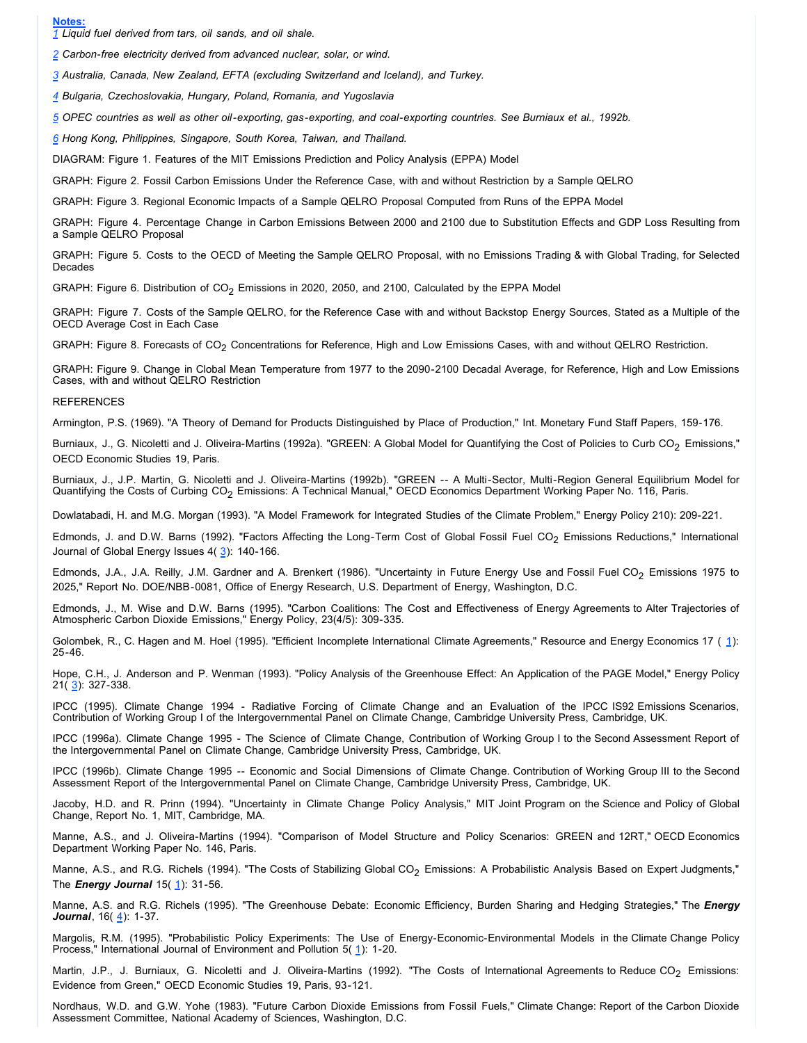**Notes:**

[1] *Liquid fuel derived from tars, oil sands, and oil shale.*

[2] *Carbon-free electricity derived from advanced nuclear, solar, or wind.*

[3] *Australia, Canada, New Zealand, EFTA (excluding Switzerland and Iceland), and Turkey.*

[4] *Bulgaria, Czechoslovakia, Hungary, Poland, Romania, and Yugoslavia*

[5] *OPEC countries as well as other oil-exporting, gas-exporting, and coal-exporting countries. See Burniaux et al., 1992b.*

[6] *Hong Kong, Philippines, Singapore, South Korea, Taiwan, and Thailand.*

DIAGRAM: Figure 1. Features of the MIT Emissions Prediction and Policy Analysis (EPPA) Model

GRAPH: Figure 2. Fossil Carbon Emissions Under the Reference Case, with and without Restriction by a Sample QELRO

GRAPH: Figure 3. Regional Economic Impacts of a Sample QELRO Proposal Computed from Runs of the EPPA Model

GRAPH: Figure 4. Percentage Change in Carbon Emissions Between 2000 and 2100 due to Substitution Effects and GDP Loss Resulting from a Sample QELRO Proposal

GRAPH: Figure 5. Costs to the OECD of Meeting the Sample QELRO Proposal, with no Emissions Trading & with Global Trading, for Selected Decades

GRAPH: Figure 6. Distribution of $CO_2$ Emissions in 2020, 2050, and 2100, Calculated by the EPPA Model

GRAPH: Figure 7. Costs of the Sample QELRO, for the Reference Case with and without Backstop Energy Sources, Stated as a Multiple of the OECD Average Cost in Each Case

GRAPH: Figure 8. Forecasts of $CO_2$ Concentrations for Reference, High and Low Emissions Cases, with and without QELRO Restriction.

GRAPH: Figure 9. Change in Clobal Mean Temperature from 1977 to the 2090-2100 Decadal Average, for Reference, High and Low Emissions Cases, with and without QELRO Restriction

REFERENCES

Armington, P.S. (1969). "A Theory of Demand for Products Distinguished by Place of Production," Int. Monetary Fund Staff Papers, 159-176.

Burniaux, J., G. Nicoletti and J. Oliveira-Martins (1992a). "GREEN: A Global Model for Quantifying the Cost of Policies to Curb $CO_2$ Emissions," OECD Economic Studies 19, Paris.

Burniaux, J., J.P. Martin, G. Nicoletti and J. Oliveira-Martins (1992b). "GREEN -- A Multi-Sector, Multi-Region General Equilibrium Model for Quantifying the Costs of Curbing $CO_2$ Emissions: A Technical Manual," OECD Economics Department Working Paper No. 116, Paris.

Dowlatabadi, H. and M.G. Morgan (1993). "A Model Framework for Integrated Studies of the Climate Problem," Energy Policy 210): 209-221.

Edmonds, J. and D.W. Barns (1992). "Factors Affecting the Long-Term Cost of Global Fossil Fuel $CO_2$ Emissions Reductions," International Journal of Global Energy Issues 4( 3): 140-166.

Edmonds, J.A., J.A. Reilly, J.M. Gardner and A. Brenkert (1986). "Uncertainty in Future Energy Use and Fossil Fuel $CO_2$ Emissions 1975 to 2025," Report No. DOE/NBB-0081, Office of Energy Research, U.S. Department of Energy, Washington, D.C.

Edmonds, J., M. Wise and D.W. Barns (1995). "Carbon Coalitions: The Cost and Effectiveness of Energy Agreements to Alter Trajectories of Atmospheric Carbon Dioxide Emissions," Energy Policy, 23(4/5): 309-335.

Golombek, R., C. Hagen and M. Hoel (1995). "Efficient Incomplete International Climate Agreements," Resource and Energy Economics 17 ( 1): 25-46.

Hope, C.H., J. Anderson and P. Wenman (1993). "Policy Analysis of the Greenhouse Effect: An Application of the PAGE Model," Energy Policy 21( 3): 327-338.

IPCC (1995). Climate Change 1994 - Radiative Forcing of Climate Change and an Evaluation of the IPCC IS92 Emissions Scenarios, Contribution of Working Group I of the Intergovernmental Panel on Climate Change, Cambridge University Press, Cambridge, UK.

IPCC (1996a). Climate Change 1995 - The Science of Climate Change, Contribution of Working Group I to the Second Assessment Report of the Intergovernmental Panel on Climate Change, Cambridge University Press, Cambridge, UK.

IPCC (1996b). Climate Change 1995 -- Economic and Social Dimensions of Climate Change. Contribution of Working Group III to the Second Assessment Report of the Intergovernmental Panel on Climate Change, Cambridge University Press, Cambridge, UK.

Jacoby, H.D. and R. Prinn (1994). "Uncertainty in Climate Change Policy Analysis," MIT Joint Program on the Science and Policy of Global Change, Report No. 1, MIT, Cambridge, MA.

Manne, A.S., and J. Oliveira-Martins (1994). "Comparison of Model Structure and Policy Scenarios: GREEN and 12RT," OECD Economics Department Working Paper No. 146, Paris.

Manne, A.S., and R.G. Richels (1994). "The Costs of Stabilizing Global $CO_2$ Emissions: A Probabilistic Analysis Based on Expert Judgments," The ***Energy Journal*** 15( 1): 31-56.

Manne, A.S. and R.G. Richels (1995). "The Greenhouse Debate: Economic Efficiency, Burden Sharing and Hedging Strategies," The ***Energy Journal***, 16( 4): 1-37.

Margolis, R.M. (1995). "Probabilistic Policy Experiments: The Use of Energy-Economic-Environmental Models in the Climate Change Policy Process," International Journal of Environment and Pollution 5( 1): 1-20.

Martin, J.P., J. Burniaux, G. Nicoletti and J. Oliveira-Martins (1992). "The Costs of International Agreements to Reduce $CO_2$ Emissions: Evidence from Green," OECD Economic Studies 19, Paris, 93-121.

Nordhaus, W.D. and G.W. Yohe (1983). "Future Carbon Dioxide Emissions from Fossil Fuels," Climate Change: Report of the Carbon Dioxide Assessment Committee, National Academy of Sciences, Washington, D.C.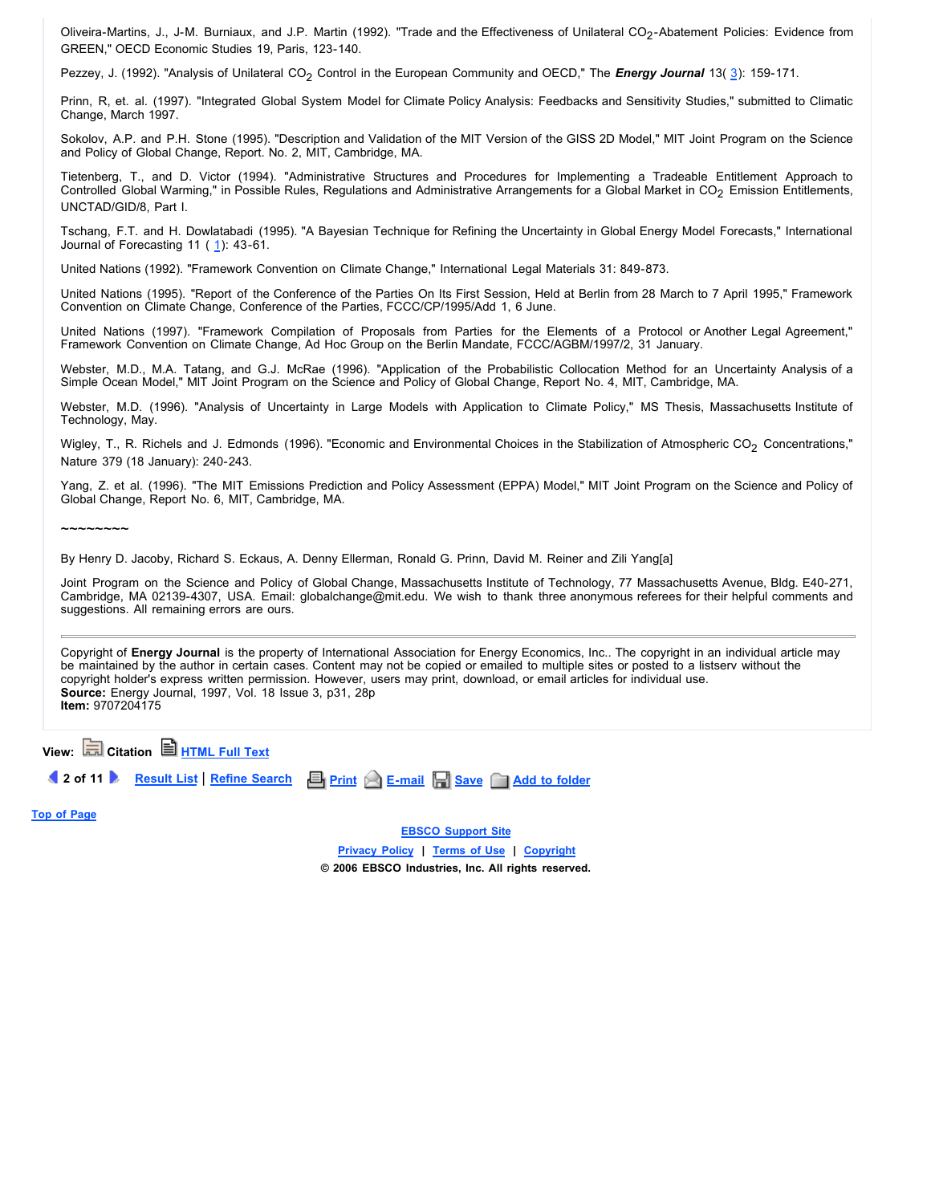Oliveira-Martins, J., J-M. Burniaux, and J.P. Martin (1992). "Trade and the Effectiveness of Unilateral $CO_2$-Abatement Policies: Evidence from GREEN," OECD Economic Studies 19, Paris, 123-140.

Pezzey, J. (1992). "Analysis of Unilateral $CO_2$ Control in the European Community and OECD," The ***Energy Journal*** 13( 3): 159-171.

Prinn, R, et. al. (1997). "Integrated Global System Model for Climate Policy Analysis: Feedbacks and Sensitivity Studies," submitted to Climatic Change, March 1997.

Sokolov, A.P. and P.H. Stone (1995). "Description and Validation of the MIT Version of the GISS 2D Model," MIT Joint Program on the Science and Policy of Global Change, Report. No. 2, MIT, Cambridge, MA.

Tietenberg, T., and D. Victor (1994). "Administrative Structures and Procedures for Implementing a Tradeable Entitlement Approach to Controlled Global Warming," in Possible Rules, Regulations and Administrative Arrangements for a Global Market in $CO_2$ Emission Entitlements, UNCTAD/GID/8, Part I.

Tschang, F.T. and H. Dowlatabadi (1995). "A Bayesian Technique for Refining the Uncertainty in Global Energy Model Forecasts," International Journal of Forecasting 11 ( 1): 43-61.

United Nations (1992). "Framework Convention on Climate Change," International Legal Materials 31: 849-873.

United Nations (1995). "Report of the Conference of the Parties On Its First Session, Held at Berlin from 28 March to 7 April 1995," Framework Convention on Climate Change, Conference of the Parties, FCCC/CP/1995/Add 1, 6 June.

United Nations (1997). "Framework Compilation of Proposals from Parties for the Elements of a Protocol or Another Legal Agreement," Framework Convention on Climate Change, Ad Hoc Group on the Berlin Mandate, FCCC/AGBM/1997/2, 31 January.

Webster, M.D., M.A. Tatang, and G.J. McRae (1996). "Application of the Probabilistic Collocation Method for an Uncertainty Analysis of a Simple Ocean Model," MIT Joint Program on the Science and Policy of Global Change, Report No. 4, MIT, Cambridge, MA.

Webster, M.D. (1996). "Analysis of Uncertainty in Large Models with Application to Climate Policy," MS Thesis, Massachusetts Institute of Technology, May.

Wigley, T., R. Richels and J. Edmonds (1996). "Economic and Environmental Choices in the Stabilization of Atmospheric $CO_2$ Concentrations," Nature 379 (18 January): 240-243.

Yang, Z. et al. (1996). "The MIT Emissions Prediction and Policy Assessment (EPPA) Model," MIT Joint Program on the Science and Policy of Global Change, Report No. 6, MIT, Cambridge, MA.

~~~~~~~~

By Henry D. Jacoby, Richard S. Eckaus, A. Denny Ellerman, Ronald G. Prinn, David M. Reiner and Zili Yang[a]

Joint Program on the Science and Policy of Global Change, Massachusetts Institute of Technology, 77 Massachusetts Avenue, Bldg. E40-271, Cambridge, MA 02139-4307, USA. Email: globalchange@mit.edu. We wish to thank three anonymous referees for their helpful comments and suggestions. All remaining errors are ours.

---

Copyright of **Energy Journal** is the property of International Association for Energy Economics, Inc.. The copyright in an individual article may be maintained by the author in certain cases. Content may not be copied or emailed to multiple sites or posted to a listserv without the copyright holder's express written permission. However, users may print, download, or email articles for individual use.
**Source:** Energy Journal, 1997, Vol. 18 Issue 3, p31, 28p
**Item:** 9707204175